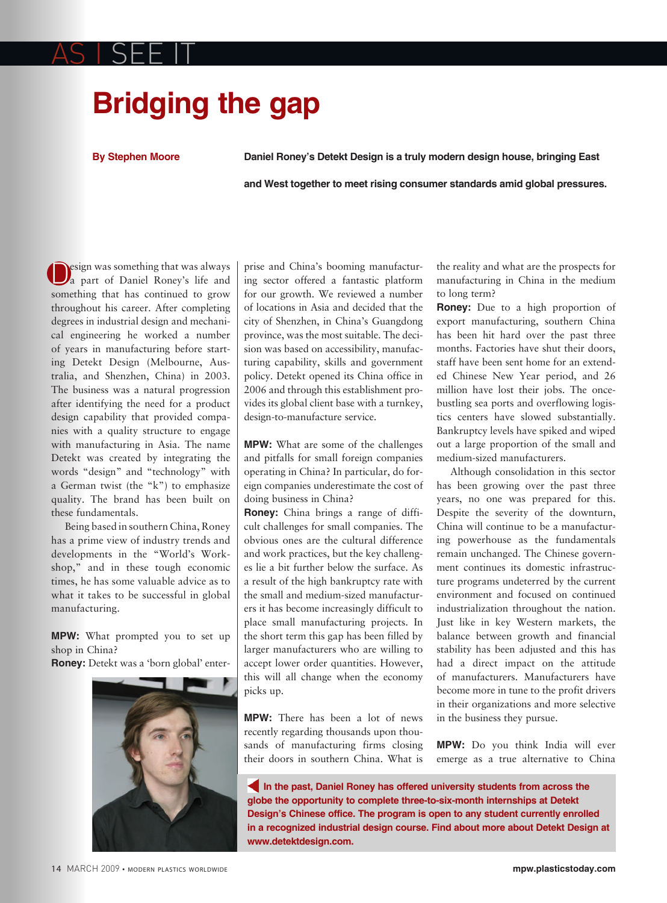AS I SEE IT

# Bridging the gap

**By Stephen Moore**

**Daniel Roney's Detekt Design is a truly modern design house, bringing East and West together to meet rising consumer standards amid global pressures.**

Design was something that was always a part of Daniel Roney's life and something that has continued to grow throughout his career. After completing degrees in industrial design and mechanical engineering he worked a number of years in manufacturing before starting Detekt Design (Melbourne, Australia, and Shenzhen, China) in 2003. The business was a natural progression after identifying the need for a product design capability that provided companies with a quality structure to engage with manufacturing in Asia. The name Detekt was created by integrating the words "design" and "technology" with a German twist (the "k") to emphasize quality. The brand has been built on these fundamentals.

Being based in southern China, Roney has a prime view of industry trends and developments in the "World's Workshop," and in these tough economic times, he has some valuable advice as to what it takes to be successful in global manufacturing.

**MPW:** What prompted you to set up shop in China?

**Roney:** Detekt was a 'born global' enterprise and China's booming manufacturing sector offered a fantastic platform for our growth. We reviewed a number of locations in Asia and decided that the city of Shenzhen, in China's Guangdong province, was the most suitable. The decision was based on accessibility, manufacturing capability, skills and government policy. Detekt opened its China office in 2006 and through this establishment provides its global client base with a turnkey, design-to-manufacture service.

**MPW:** What are some of the challenges and pitfalls for small foreign companies operating in China? In particular, do foreign companies underestimate the cost of doing business in China?

**Roney:** China brings a range of difficult challenges for small companies. The obvious ones are the cultural difference and work practices, but the key challenges lie a bit further below the surface. As a result of the high bankruptcy rate with the small and medium-sized manufacturers it has become increasingly difficult to place small manufacturing projects. In the short term this gap has been filled by larger manufacturers who are willing to accept lower order quantities. However, this will all change when the economy picks up.

**MPW:** There has been a lot of news recently regarding thousands upon thousands of manufacturing firms closing their doors in southern China. What is the reality and what are the prospects for manufacturing in China in the medium to long term?

**Roney:** Due to a high proportion of export manufacturing, southern China has been hit hard over the past three months. Factories have shut their doors, staff have been sent home for an extended Chinese New Year period, and 26 million have lost their jobs. The once-bustling sea ports and overflowing logistics centers have slowed substantially. Bankruptcy levels have spiked and wiped out a large proportion of the small and medium-sized manufacturers.

Although consolidation in this sector has been growing over the past three years, no one was prepared for this. Despite the severity of the downturn, China will continue to be a manufacturing powerhouse as the fundamentals remain unchanged. The Chinese government continues its domestic infrastructure programs undeterred by the current environment and focused on continued industrialization throughout the nation. Just like in key Western markets, the balance between growth and financial stability has been adjusted and this has had a direct impact on the attitude of manufacturers. Manufacturers have become more in tune to the profit drivers in their organizations and more selective in the business they pursue.

**MPW:** Do you think India will ever emerge as a true alternative to China

**In the past, Daniel Roney has offered university students from across the globe the opportunity to complete three-to-six-month internships at Detekt Design's Chinese office. The program is open to any student currently enrolled in a recognized industrial design course. Find about more about Detekt Design at www.detektdesign.com.**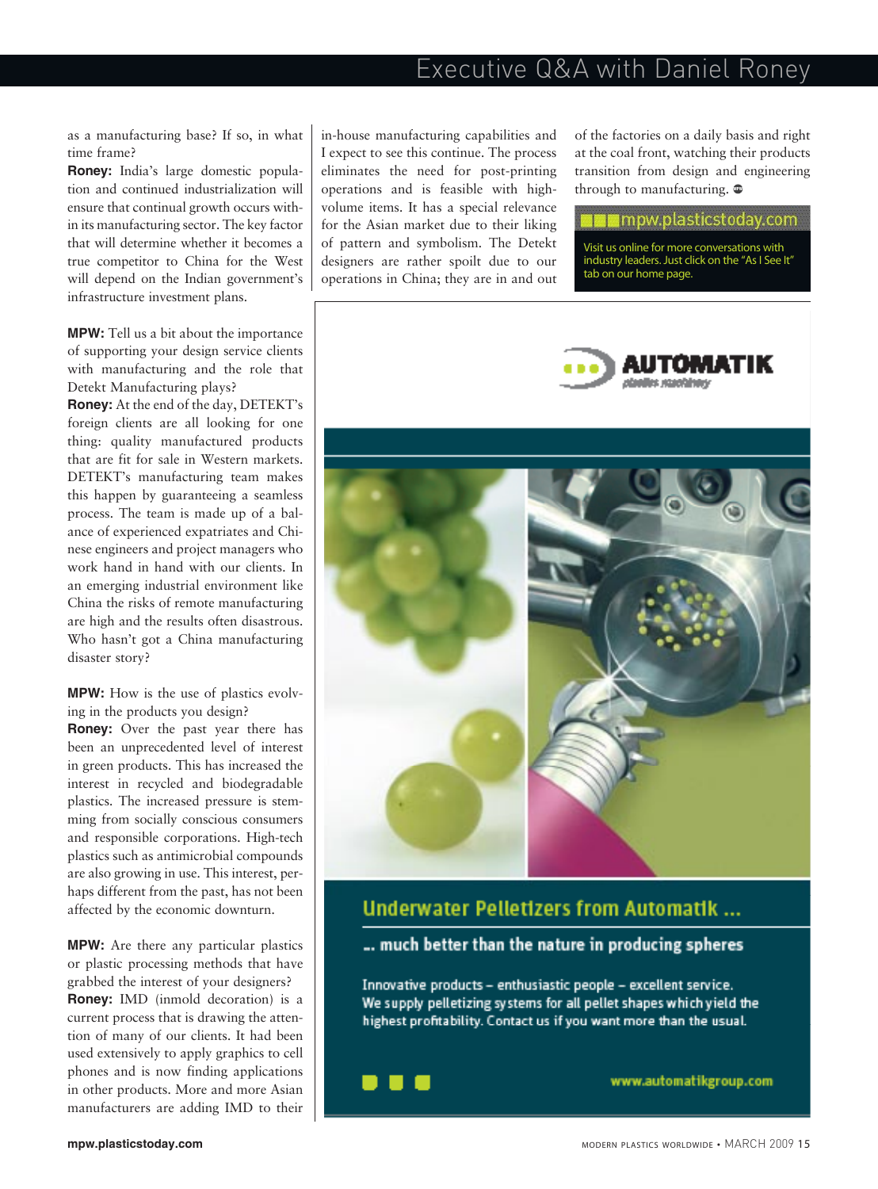as a manufacturing base? If so, in what time frame?

**Roney:** India's large domestic population and continued industrialization will ensure that continual growth occurs within its manufacturing sector. The key factor that will determine whether it becomes a true competitor to China for the West will depend on the Indian government's infrastructure investment plans.

**MPW:** Tell us a bit about the importance of supporting your design service clients with manufacturing and the role that Detekt Manufacturing plays?

**Roney:** At the end of the day, DETEKT's foreign clients are all looking for one thing: quality manufactured products that are fit for sale in Western markets. DETEKT's manufacturing team makes this happen by guaranteeing a seamless process. The team is made up of a balance of experienced expatriates and Chinese engineers and project managers who work hand in hand with our clients. In an emerging industrial environment like China the risks of remote manufacturing are high and the results often disastrous. Who hasn't got a China manufacturing disaster story?

**MPW:** How is the use of plastics evolving in the products you design?

**Roney:** Over the past year there has been an unprecedented level of interest in green products. This has increased the interest in recycled and biodegradable plastics. The increased pressure is stemming from socially conscious consumers and responsible corporations. High-tech plastics such as antimicrobial compounds are also growing in use. This interest, perhaps different from the past, has not been affected by the economic downturn.

**MPW:** Are there any particular plastics or plastic processing methods that have grabbed the interest of your designers?

**Roney:** IMD (inmold decoration) is a current process that is drawing the attention of many of our clients. It had been used extensively to apply graphics to cell phones and is now finding applications in other products. More and more Asian manufacturers are adding IMD to their in-house manufacturing capabilities and I expect to see this continue. The process eliminates the need for post-printing operations and is feasible with high-volume items. It has a special relevance for the Asian market due to their liking of pattern and symbolism. The Detekt designers are rather spoilt due to our operations in China; they are in and out of the factories on a daily basis and right at the coal front, watching their products transition from design and engineering through to manufacturing.

**mpw.plasticstoday.com**

Visit us online for more conversations with industry leaders. Just click on the "As I See It" tab on our home page.

AUTOMATIK plastics machinery

Underwater Pelletizers from Automatik ...

.. much better than the nature in producing spheres

Innovative products – enthusiastic people – excellent service. We supply pelletizing systems for all pellet shapes which yield the highest profitability. Contact us if you want more than the usual.

www.automatikgroup.com